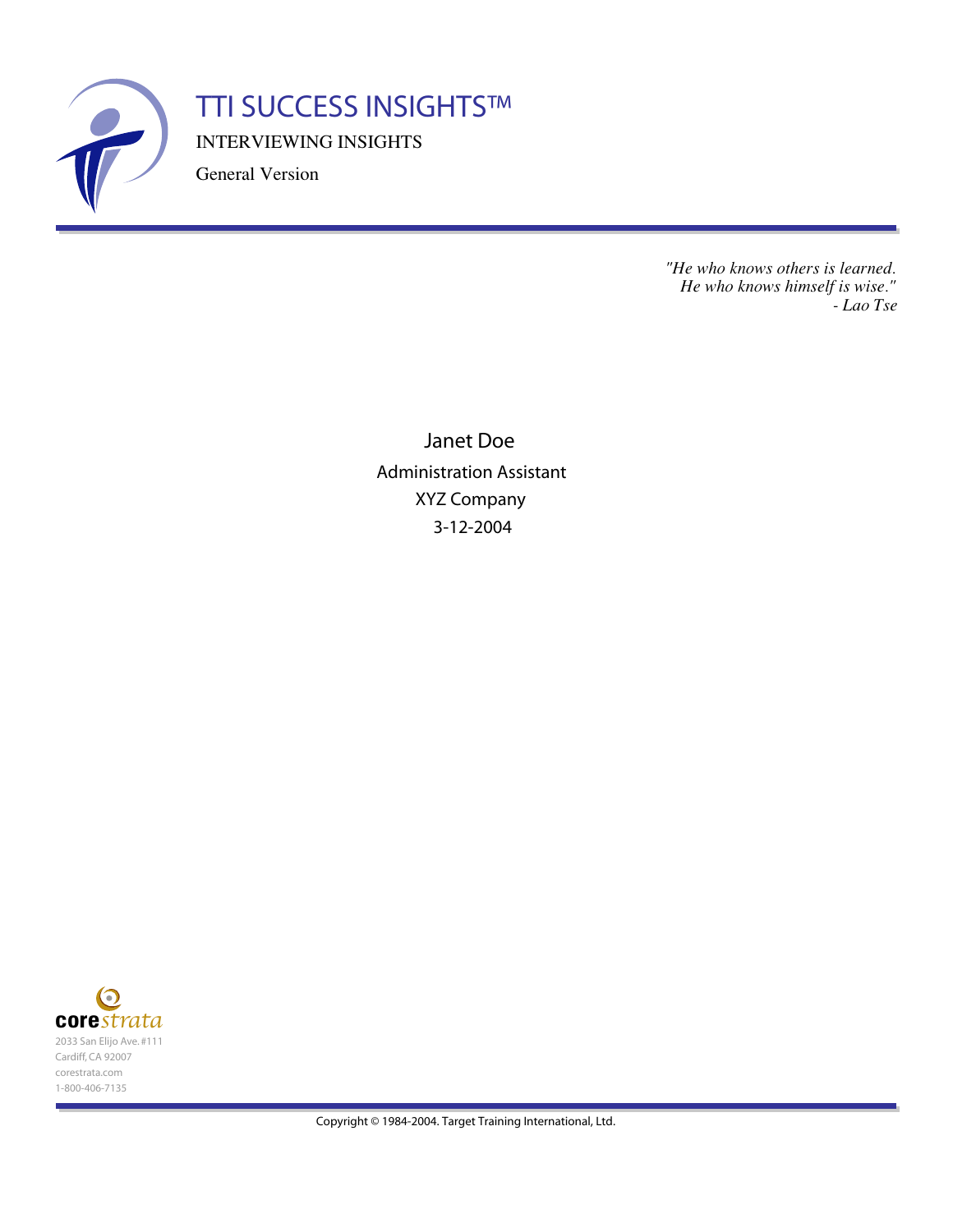# TTI SUCCESS INSIGHTS™

INTERVIEWING INSIGHTS

General Version

*"He who knows others is learned.*
*He who knows himself is wise."*
*- Lao Tse*

Janet Doe

Administration Assistant

XYZ Company

3-12-2004

**core**strata

2033 San Elijo Ave. #111
Cardiff, CA 92007
corestrata.com
1-800-406-7135

Copyright © 1984-2004. Target Training International, Ltd.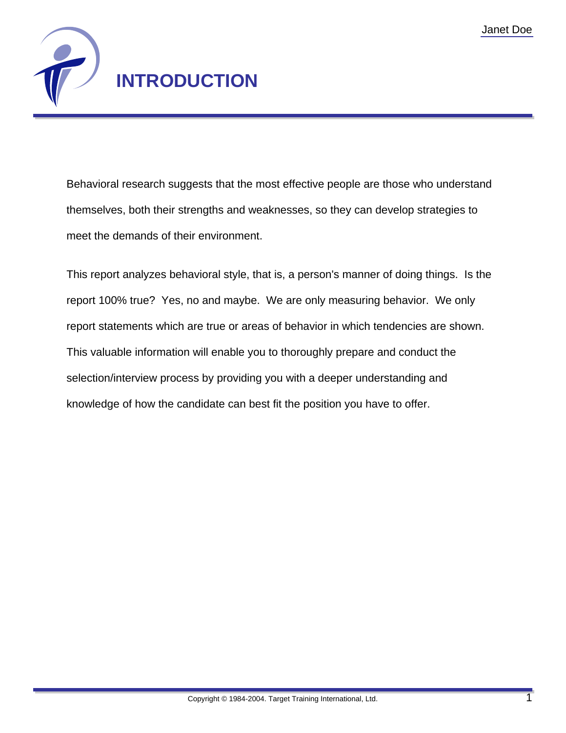# INTRODUCTION

Behavioral research suggests that the most effective people are those who understand themselves, both their strengths and weaknesses, so they can develop strategies to meet the demands of their environment.

This report analyzes behavioral style, that is, a person's manner of doing things. Is the report 100% true? Yes, no and maybe. We are only measuring behavior. We only report statements which are true or areas of behavior in which tendencies are shown. This valuable information will enable you to thoroughly prepare and conduct the selection/interview process by providing you with a deeper understanding and knowledge of how the candidate can best fit the position you have to offer.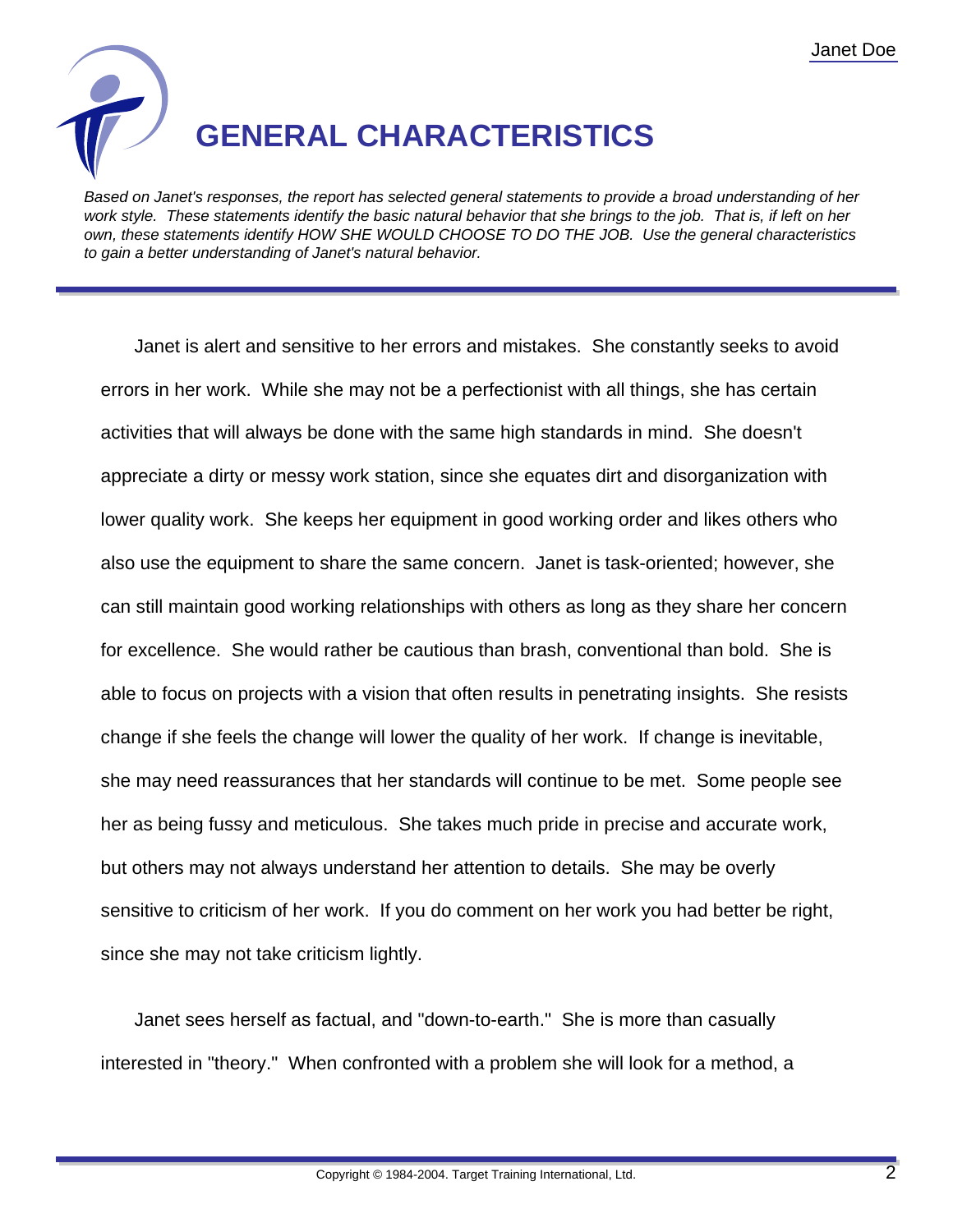# GENERAL CHARACTERISTICS

*Based on Janet's responses, the report has selected general statements to provide a broad understanding of her work style. These statements identify the basic natural behavior that she brings to the job. That is, if left on her own, these statements identify HOW SHE WOULD CHOOSE TO DO THE JOB. Use the general characteristics to gain a better understanding of Janet's natural behavior.*

Janet is alert and sensitive to her errors and mistakes. She constantly seeks to avoid errors in her work. While she may not be a perfectionist with all things, she has certain activities that will always be done with the same high standards in mind. She doesn't appreciate a dirty or messy work station, since she equates dirt and disorganization with lower quality work. She keeps her equipment in good working order and likes others who also use the equipment to share the same concern. Janet is task-oriented; however, she can still maintain good working relationships with others as long as they share her concern for excellence. She would rather be cautious than brash, conventional than bold. She is able to focus on projects with a vision that often results in penetrating insights. She resists change if she feels the change will lower the quality of her work. If change is inevitable, she may need reassurances that her standards will continue to be met. Some people see her as being fussy and meticulous. She takes much pride in precise and accurate work, but others may not always understand her attention to details. She may be overly sensitive to criticism of her work. If you do comment on her work you had better be right, since she may not take criticism lightly.

Janet sees herself as factual, and "down-to-earth." She is more than casually interested in "theory." When confronted with a problem she will look for a method, a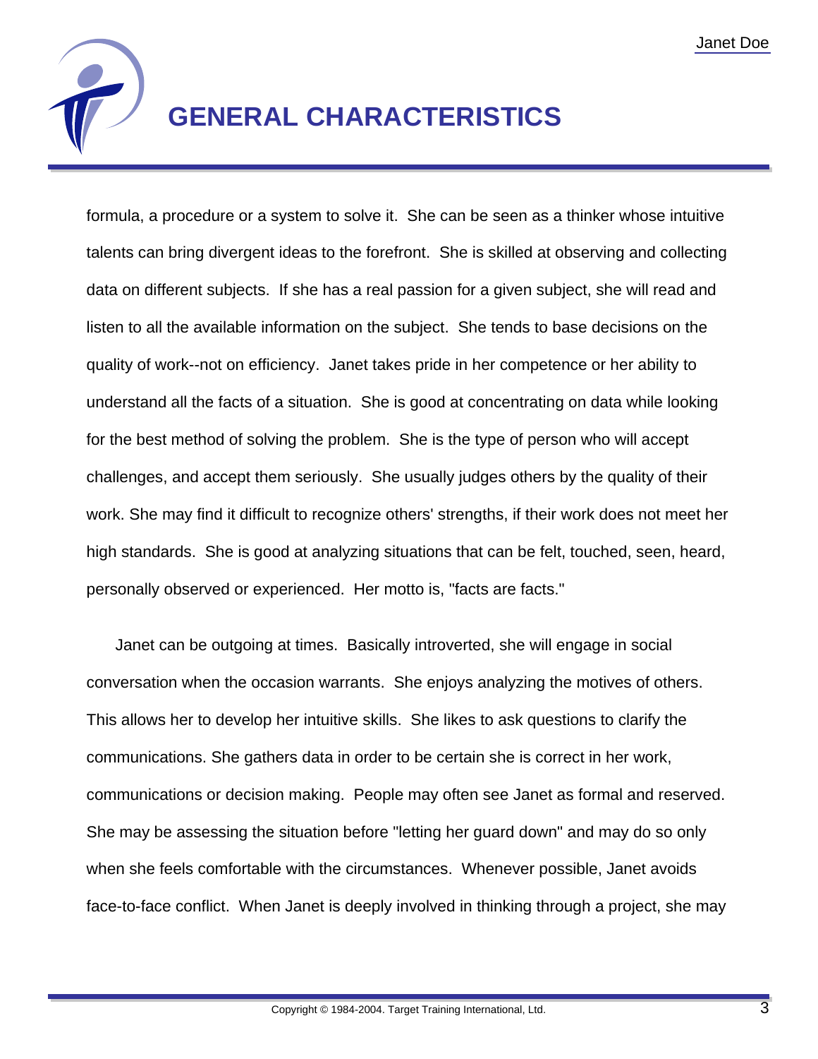# GENERAL CHARACTERISTICS

formula, a procedure or a system to solve it. She can be seen as a thinker whose intuitive talents can bring divergent ideas to the forefront. She is skilled at observing and collecting data on different subjects. If she has a real passion for a given subject, she will read and listen to all the available information on the subject. She tends to base decisions on the quality of work--not on efficiency. Janet takes pride in her competence or her ability to understand all the facts of a situation. She is good at concentrating on data while looking for the best method of solving the problem. She is the type of person who will accept challenges, and accept them seriously. She usually judges others by the quality of their work. She may find it difficult to recognize others' strengths, if their work does not meet her high standards. She is good at analyzing situations that can be felt, touched, seen, heard, personally observed or experienced. Her motto is, "facts are facts."

Janet can be outgoing at times. Basically introverted, she will engage in social conversation when the occasion warrants. She enjoys analyzing the motives of others. This allows her to develop her intuitive skills. She likes to ask questions to clarify the communications. She gathers data in order to be certain she is correct in her work, communications or decision making. People may often see Janet as formal and reserved. She may be assessing the situation before "letting her guard down" and may do so only when she feels comfortable with the circumstances. Whenever possible, Janet avoids face-to-face conflict. When Janet is deeply involved in thinking through a project, she may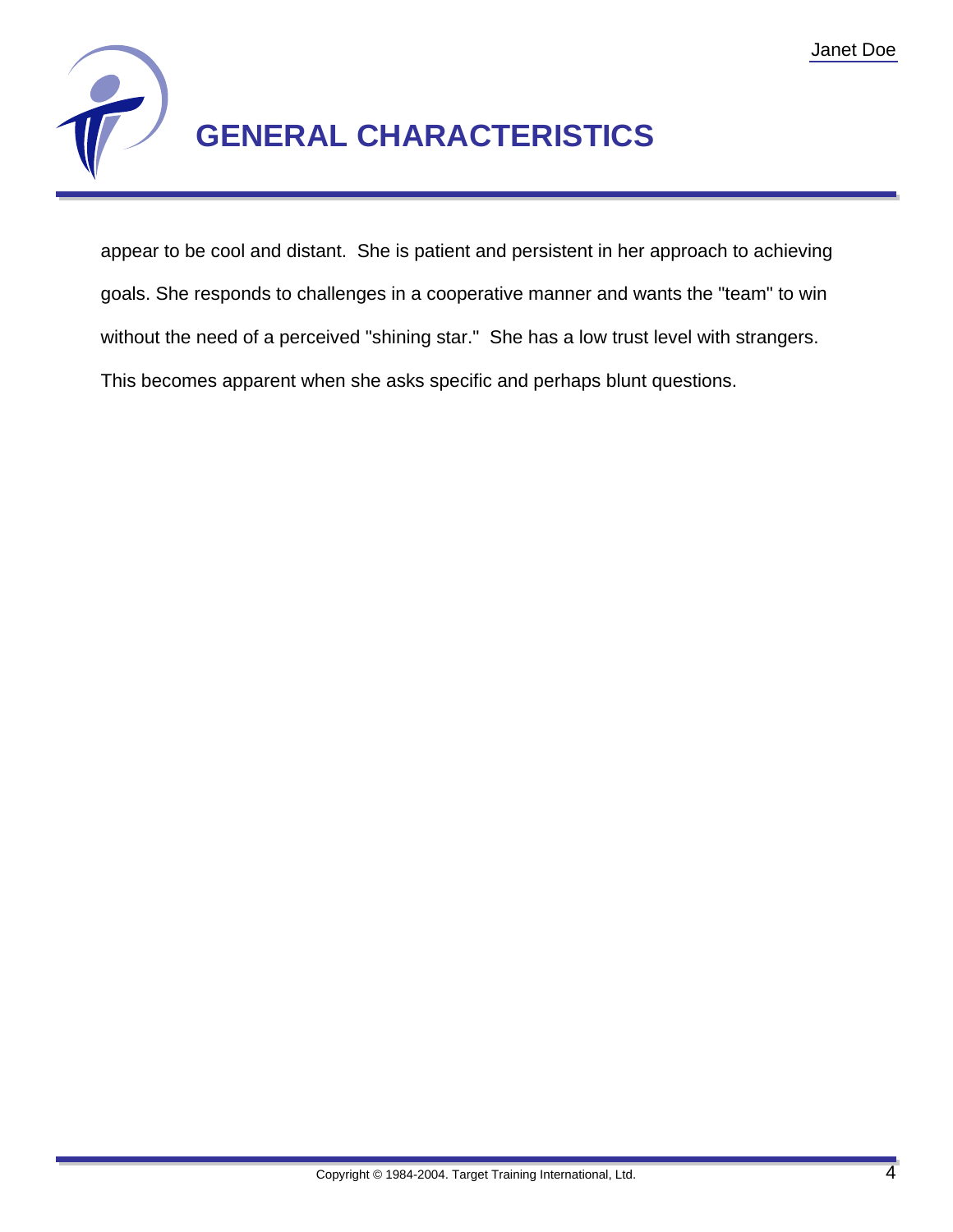# GENERAL CHARACTERISTICS

appear to be cool and distant. She is patient and persistent in her approach to achieving goals. She responds to challenges in a cooperative manner and wants the "team" to win without the need of a perceived "shining star." She has a low trust level with strangers. This becomes apparent when she asks specific and perhaps blunt questions.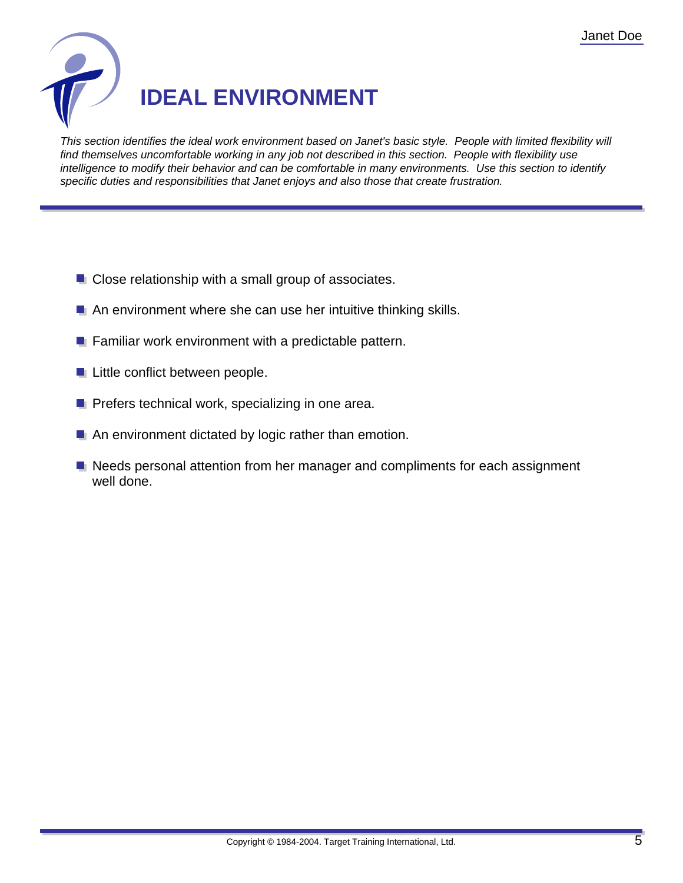# IDEAL ENVIRONMENT

*This section identifies the ideal work environment based on Janet's basic style. People with limited flexibility will find themselves uncomfortable working in any job not described in this section. People with flexibility use intelligence to modify their behavior and can be comfortable in many environments. Use this section to identify specific duties and responsibilities that Janet enjoys and also those that create frustration.*

- Close relationship with a small group of associates.
- An environment where she can use her intuitive thinking skills.
- Familiar work environment with a predictable pattern.
- Little conflict between people.
- Prefers technical work, specializing in one area.
- An environment dictated by logic rather than emotion.
- Needs personal attention from her manager and compliments for each assignment well done.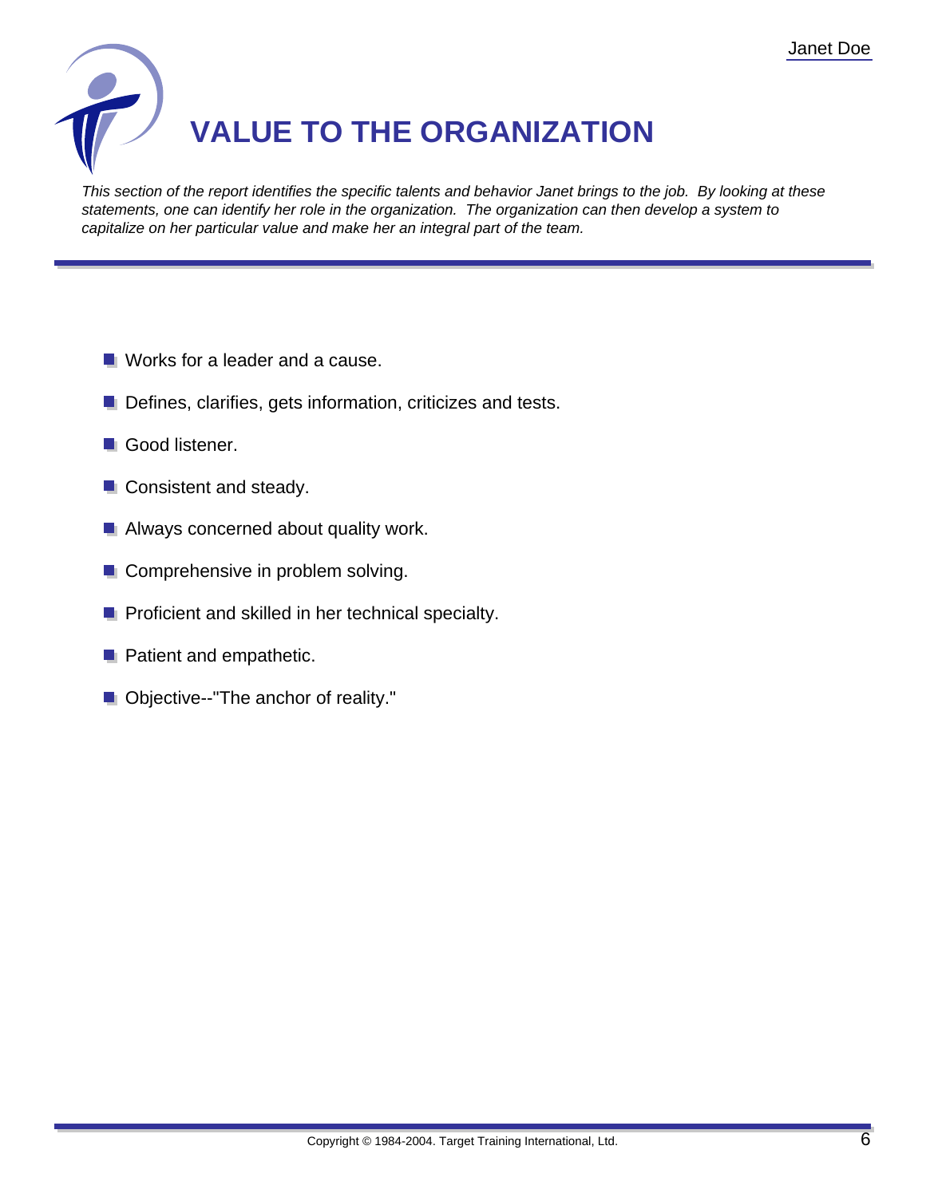# VALUE TO THE ORGANIZATION

*This section of the report identifies the specific talents and behavior Janet brings to the job. By looking at these statements, one can identify her role in the organization. The organization can then develop a system to capitalize on her particular value and make her an integral part of the team.*

- Works for a leader and a cause.
- Defines, clarifies, gets information, criticizes and tests.
- Good listener.
- Consistent and steady.
- Always concerned about quality work.
- Comprehensive in problem solving.
- Proficient and skilled in her technical specialty.
- Patient and empathetic.
- Objective--"The anchor of reality."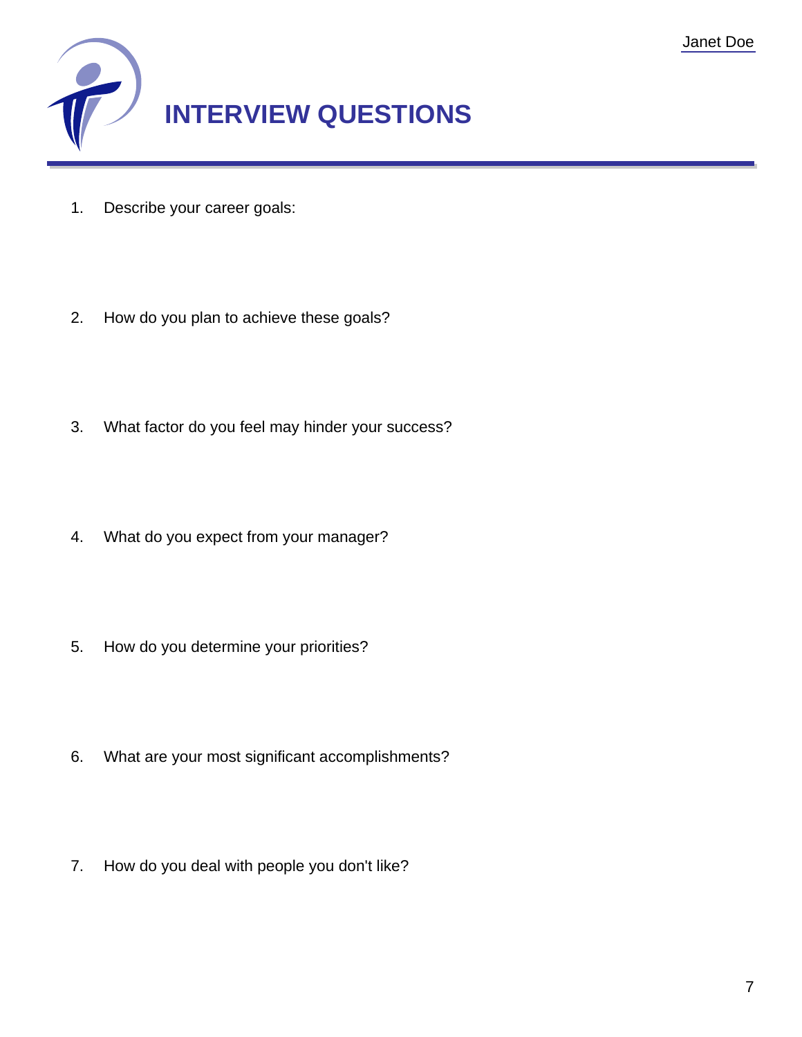# INTERVIEW QUESTIONS

1. Describe your career goals:

2. How do you plan to achieve these goals?

3. What factor do you feel may hinder your success?

4. What do you expect from your manager?

5. How do you determine your priorities?

6. What are your most significant accomplishments?

7. How do you deal with people you don't like?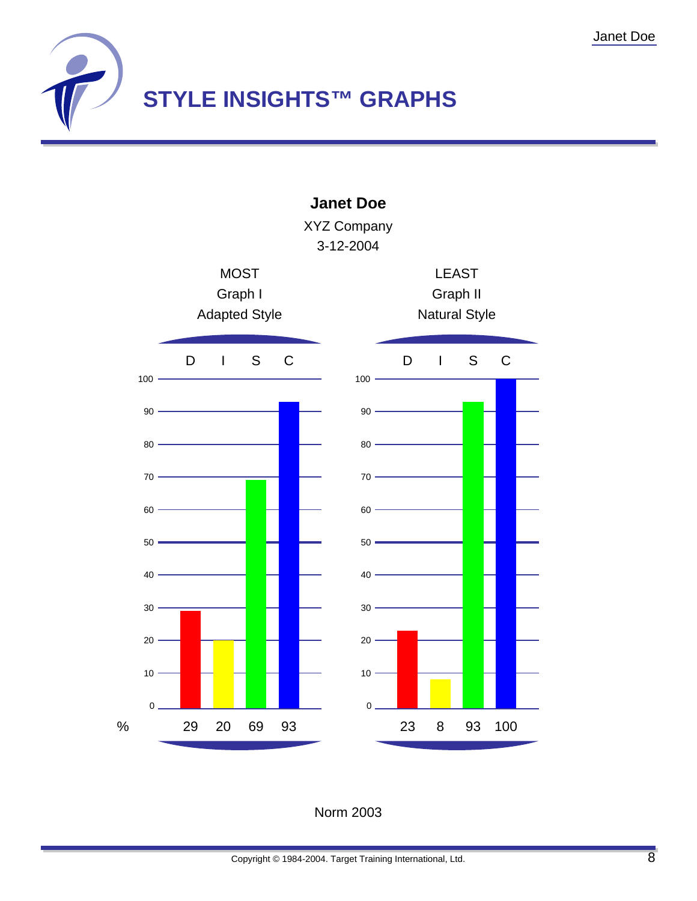# STYLE INSIGHTS™ GRAPHS

**Janet Doe**

XYZ Company

3-12-2004

| | MOST<br>Graph I<br>Adapted Style | | | | LEAST<br>Graph II<br>Natural Style | | | |
|---|---|---|---|---|---|---|---|---|
| | D | I | S | C | D | I | S | C |
| % | 29 | 20 | 69 | 93 | 23 | 8 | 93 | 100 |

Norm 2003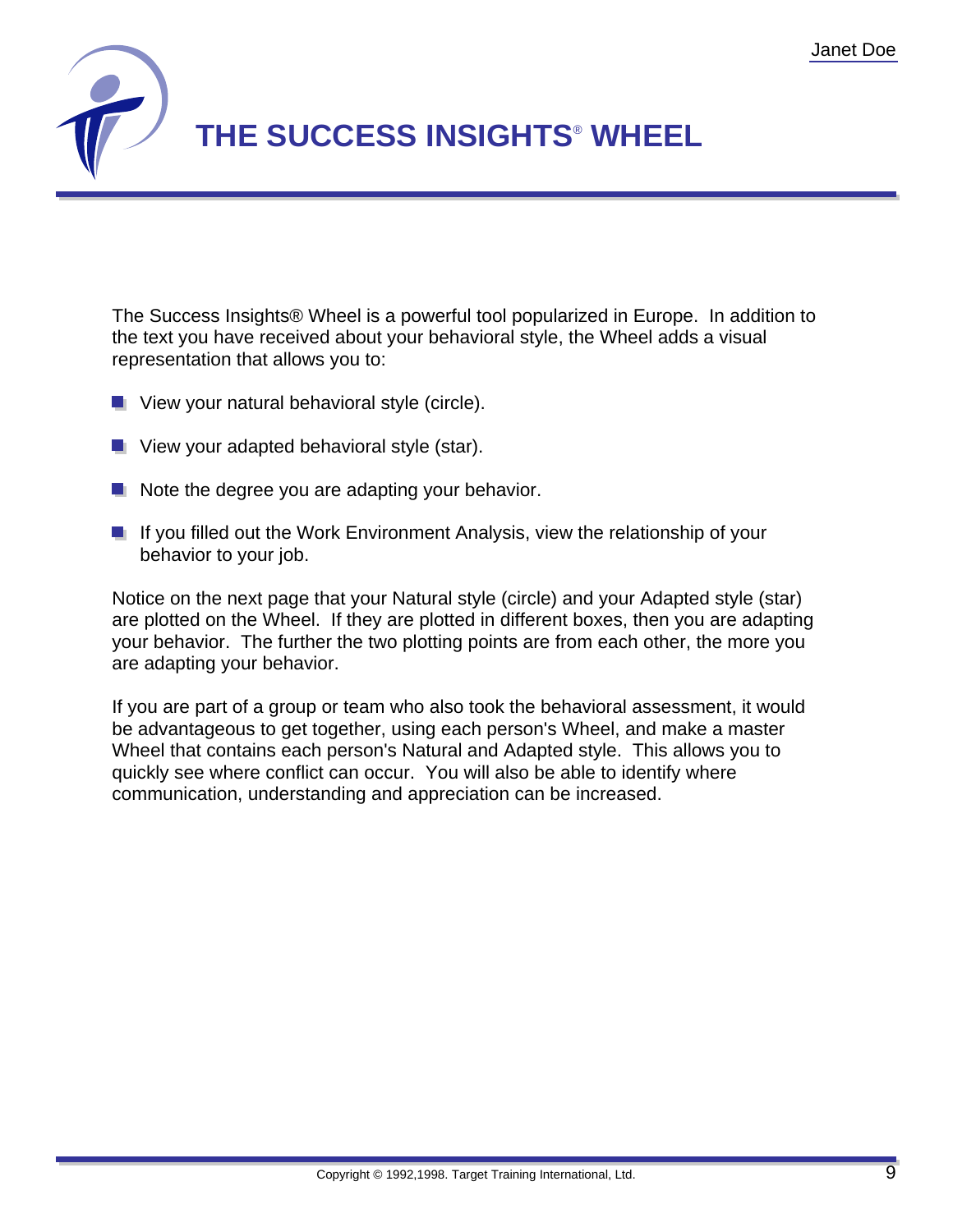# THE SUCCESS INSIGHTS® WHEEL

The Success Insights® Wheel is a powerful tool popularized in Europe. In addition to the text you have received about your behavioral style, the Wheel adds a visual representation that allows you to:

- View your natural behavioral style (circle).
- View your adapted behavioral style (star).
- Note the degree you are adapting your behavior.
- If you filled out the Work Environment Analysis, view the relationship of your behavior to your job.

Notice on the next page that your Natural style (circle) and your Adapted style (star) are plotted on the Wheel. If they are plotted in different boxes, then you are adapting your behavior. The further the two plotting points are from each other, the more you are adapting your behavior.

If you are part of a group or team who also took the behavioral assessment, it would be advantageous to get together, using each person's Wheel, and make a master Wheel that contains each person's Natural and Adapted style. This allows you to quickly see where conflict can occur. You will also be able to identify where communication, understanding and appreciation can be increased.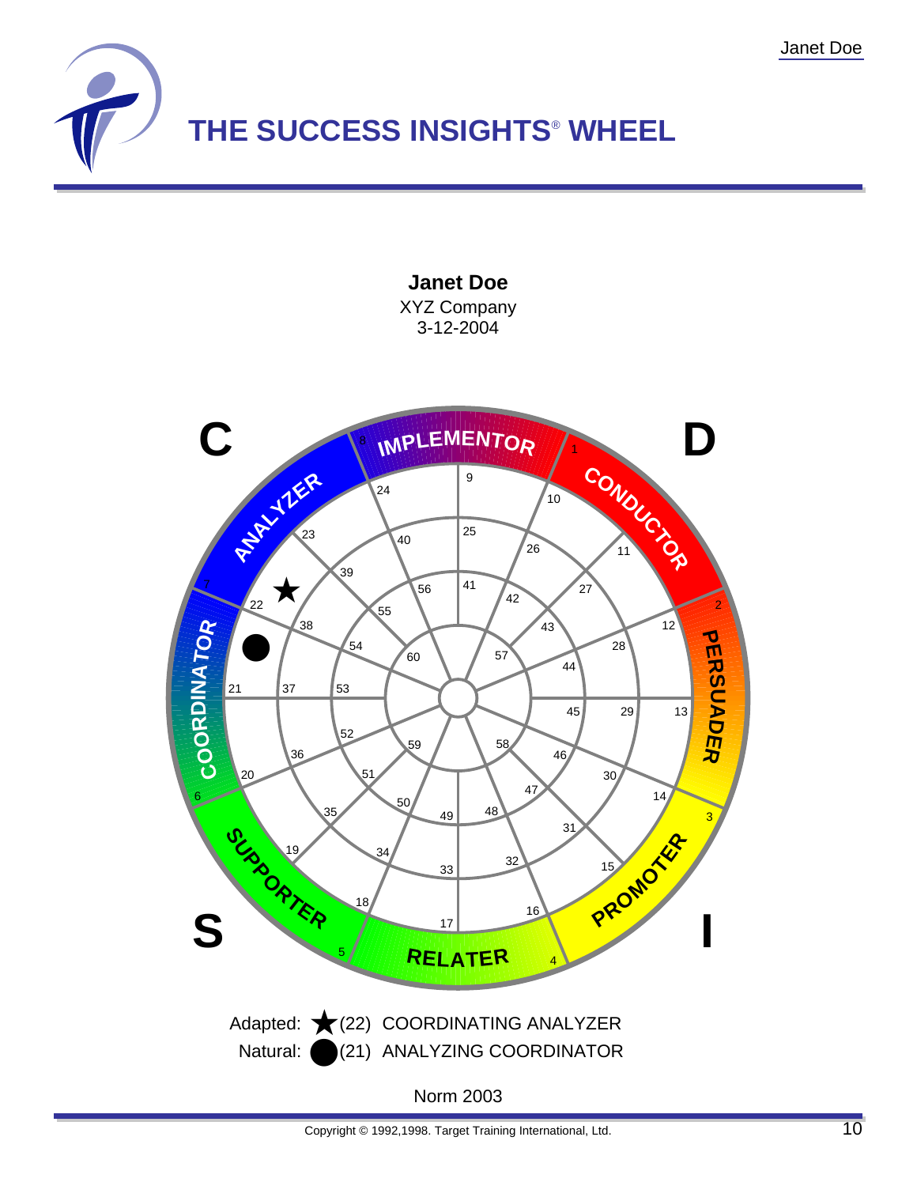# THE SUCCESS INSIGHTS® WHEEL

**Janet Doe**
XYZ Company
3-12-2004

C

D

S

I

IMPLEMENTOR

CONDUCTOR

PERSUADER

PROMOTER

RELATER

SUPPORTER

COORDINATOR

ANALYZER

1 2 3 4 5 6 7 8

9 10 11 12 13 14 15 16 17 18 19 20 21 22 23 24

25 26 27 28 29 30 31 32 33 34 35 36 37 38 39 40

41 42 43 44 45 46 47 48 49 50 51 52 53 54 55 56

57 58 59 60

Adapted: ★(22) COORDINATING ANALYZER

Natural: ●(21) ANALYZING COORDINATOR

Norm 2003

Copyright © 1992,1998. Target Training International, Ltd.